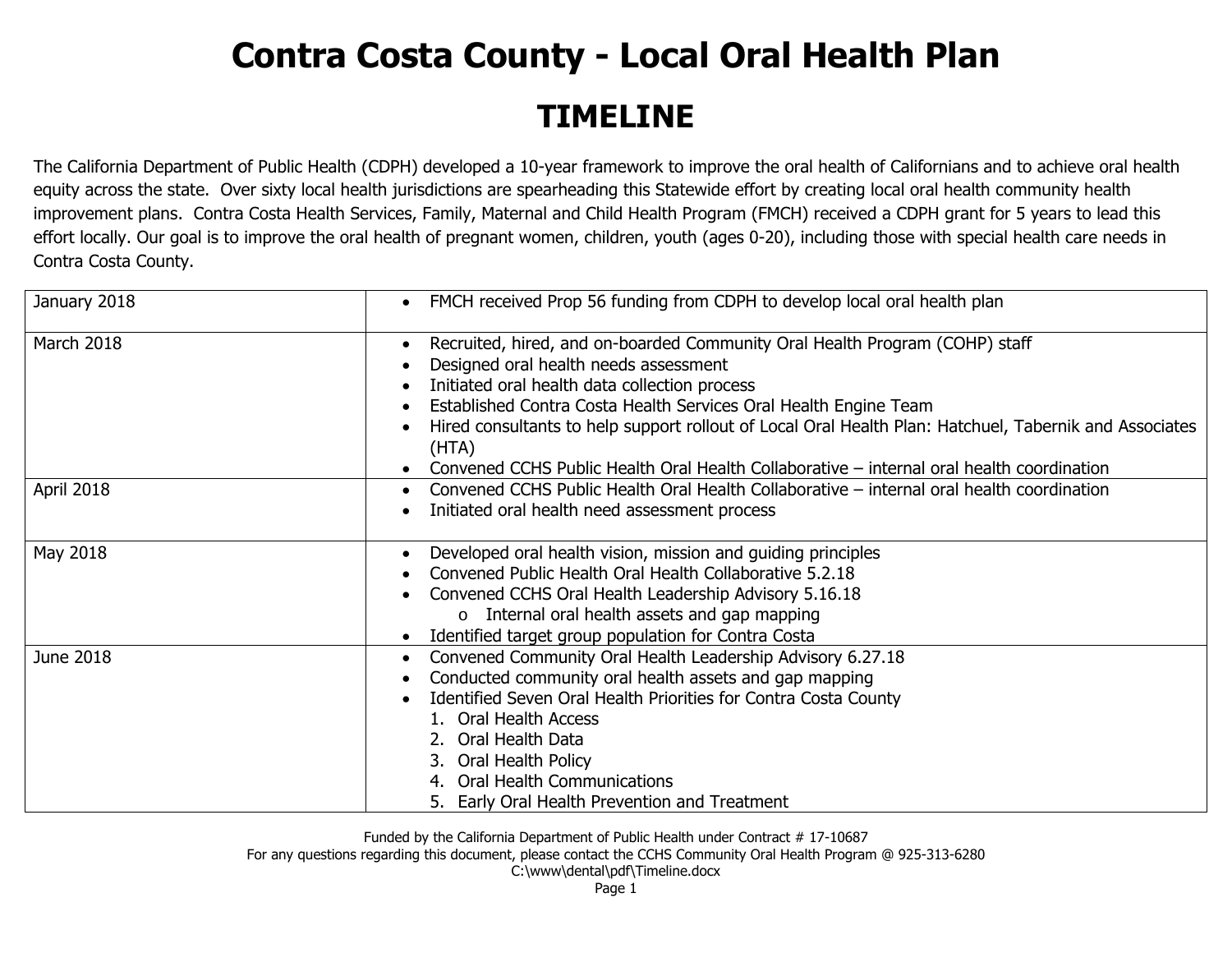# Contra Costa County - Local Oral Health Plan

## TIMELINE

The California Department of Public Health (CDPH) developed a 10-year framework to improve the oral health of Californians and to achieve oral health equity across the state. Over sixty local health jurisdictions are spearheading this Statewide effort by creating local oral health community health improvement plans. Contra Costa Health Services, Family, Maternal and Child Health Program (FMCH) received a CDPH grant for 5 years to lead this effort locally. Our goal is to improve the oral health of pregnant women, children, youth (ages 0-20), including those with special health care needs in Contra Costa County.

| | |
|---|---|
| January 2018 | • FMCH received Prop 56 funding from CDPH to develop local oral health plan |
| March 2018 | • Recruited, hired, and on-boarded Community Oral Health Program (COHP) staff<br>• Designed oral health needs assessment<br>• Initiated oral health data collection process<br>• Established Contra Costa Health Services Oral Health Engine Team<br>• Hired consultants to help support rollout of Local Oral Health Plan: Hatchuel, Tabernik and Associates (HTA)<br>• Convened CCHS Public Health Oral Health Collaborative – internal oral health coordination |
| April 2018 | • Convened CCHS Public Health Oral Health Collaborative – internal oral health coordination<br>• Initiated oral health need assessment process |
| May 2018 | • Developed oral health vision, mission and guiding principles<br>• Convened Public Health Oral Health Collaborative 5.2.18<br>• Convened CCHS Oral Health Leadership Advisory 5.16.18<br>&nbsp;&nbsp;&nbsp;&nbsp;o Internal oral health assets and gap mapping<br>• Identified target group population for Contra Costa |
| June 2018 | • Convened Community Oral Health Leadership Advisory 6.27.18<br>• Conducted community oral health assets and gap mapping<br>• Identified Seven Oral Health Priorities for Contra Costa County<br>1. Oral Health Access<br>2. Oral Health Data<br>3. Oral Health Policy<br>4. Oral Health Communications<br>5. Early Oral Health Prevention and Treatment |

Funded by the California Department of Public Health under Contract # 17-10687
For any questions regarding this document, please contact the CCHS Community Oral Health Program @ 925-313-6280
C:\www\dental\pdf\Timeline.docx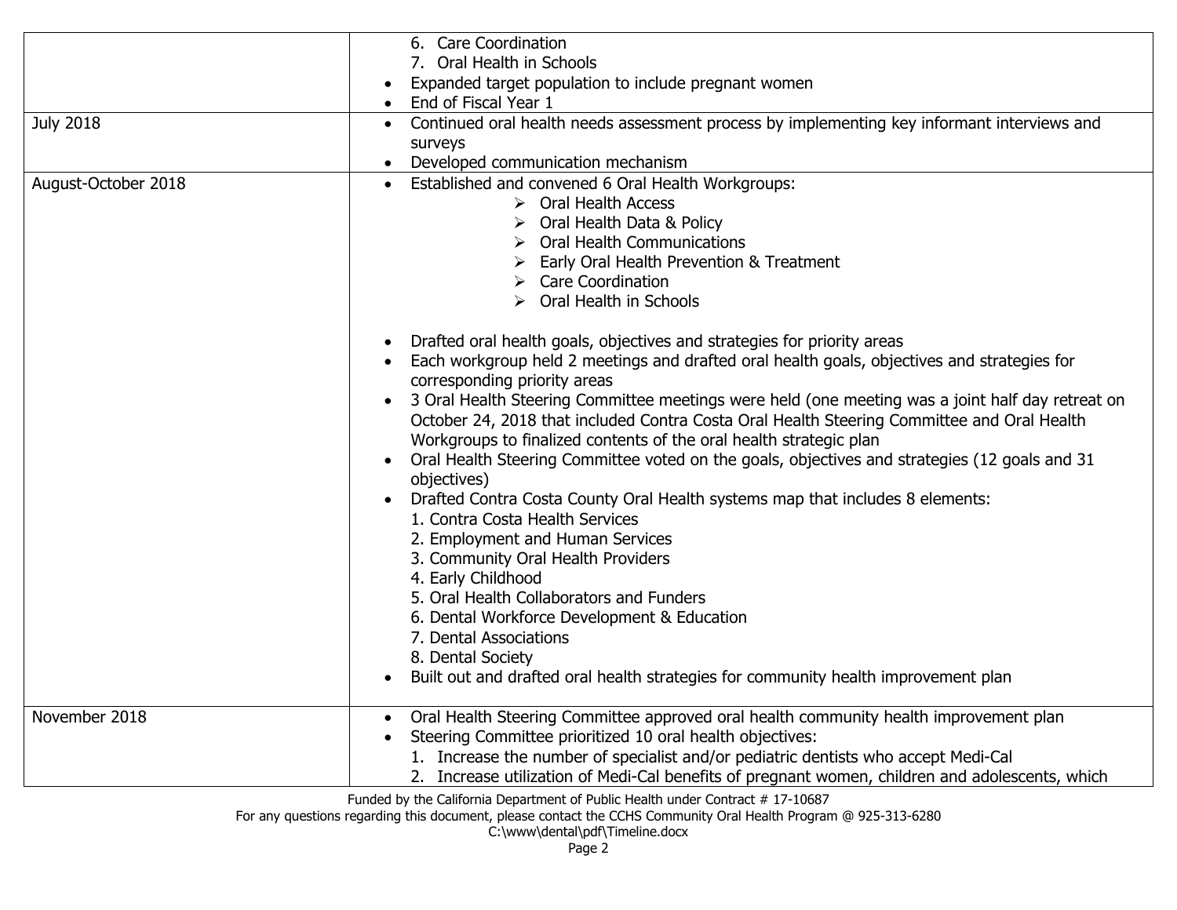|  |  |
|---|---|
|  | 6. Care Coordination<br>7. Oral Health in Schools<br>• Expanded target population to include pregnant women<br>• End of Fiscal Year 1 |
| July 2018 | • Continued oral health needs assessment process by implementing key informant interviews and surveys<br>• Developed communication mechanism |
| August-October 2018 | • Established and convened 6 Oral Health Workgroups:<br>➢ Oral Health Access<br>➢ Oral Health Data & Policy<br>➢ Oral Health Communications<br>➢ Early Oral Health Prevention & Treatment<br>➢ Care Coordination<br>➢ Oral Health in Schools<br><br>• Drafted oral health goals, objectives and strategies for priority areas<br>• Each workgroup held 2 meetings and drafted oral health goals, objectives and strategies for corresponding priority areas<br>• 3 Oral Health Steering Committee meetings were held (one meeting was a joint half day retreat on October 24, 2018 that included Contra Costa Oral Health Steering Committee and Oral Health Workgroups to finalized contents of the oral health strategic plan<br>• Oral Health Steering Committee voted on the goals, objectives and strategies (12 goals and 31 objectives)<br>• Drafted Contra Costa County Oral Health systems map that includes 8 elements:<br>1. Contra Costa Health Services<br>2. Employment and Human Services<br>3. Community Oral Health Providers<br>4. Early Childhood<br>5. Oral Health Collaborators and Funders<br>6. Dental Workforce Development & Education<br>7. Dental Associations<br>8. Dental Society<br>• Built out and drafted oral health strategies for community health improvement plan |
| November 2018 | • Oral Health Steering Committee approved oral health community health improvement plan<br>• Steering Committee prioritized 10 oral health objectives:<br>1. Increase the number of specialist and/or pediatric dentists who accept Medi-Cal<br>2. Increase utilization of Medi-Cal benefits of pregnant women, children and adolescents, which |

Funded by the California Department of Public Health under Contract # 17-10687
For any questions regarding this document, please contact the CCHS Community Oral Health Program @ 925-313-6280
C:\www\dental\pdf\Timeline.docx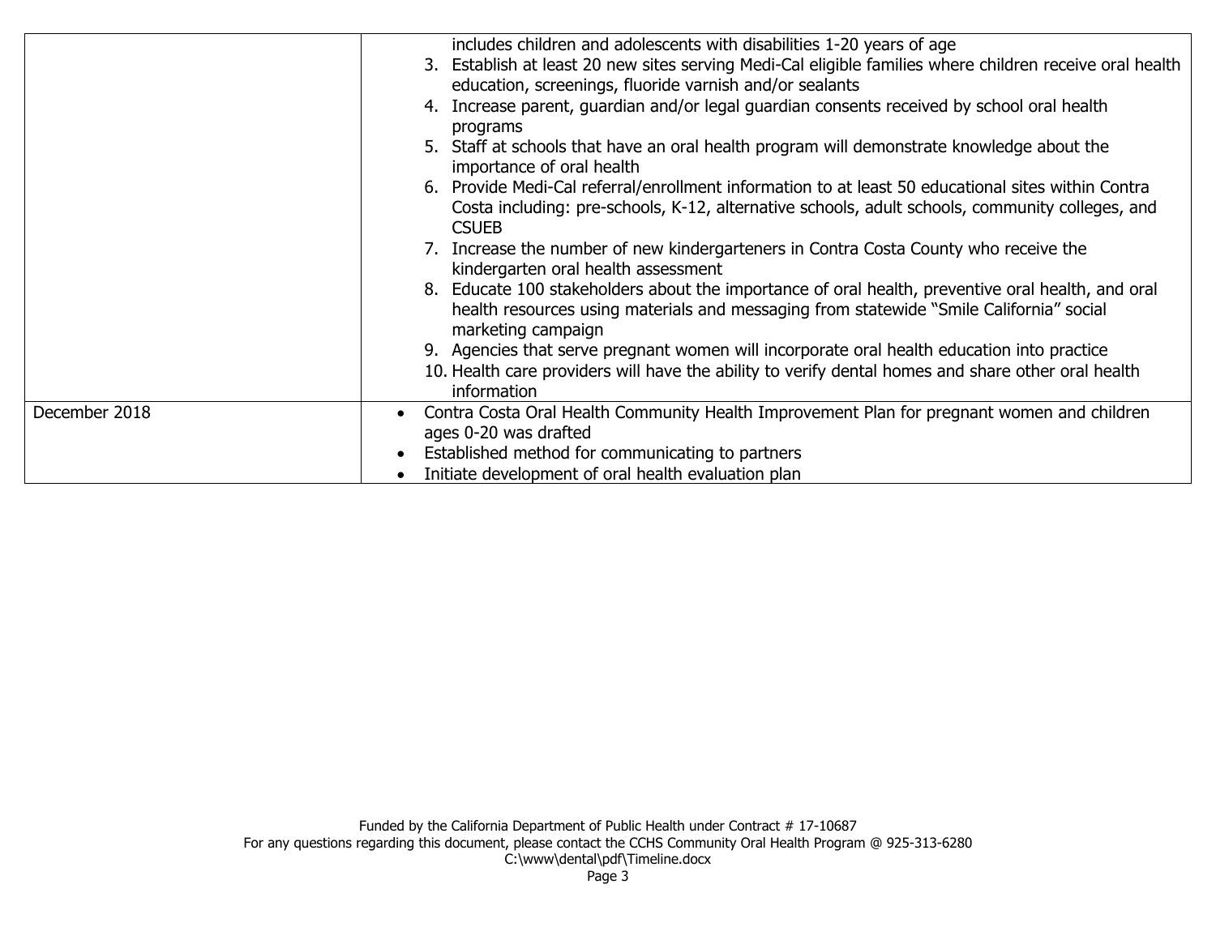| | |
|---|---|
| | includes children and adolescents with disabilities 1-20 years of age<br>3. Establish at least 20 new sites serving Medi-Cal eligible families where children receive oral health education, screenings, fluoride varnish and/or sealants<br>4. Increase parent, guardian and/or legal guardian consents received by school oral health programs<br>5. Staff at schools that have an oral health program will demonstrate knowledge about the importance of oral health<br>6. Provide Medi-Cal referral/enrollment information to at least 50 educational sites within Contra Costa including: pre-schools, K-12, alternative schools, adult schools, community colleges, and CSUEB<br>7. Increase the number of new kindergarteners in Contra Costa County who receive the kindergarten oral health assessment<br>8. Educate 100 stakeholders about the importance of oral health, preventive oral health, and oral health resources using materials and messaging from statewide "Smile California" social marketing campaign<br>9. Agencies that serve pregnant women will incorporate oral health education into practice<br>10. Health care providers will have the ability to verify dental homes and share other oral health information |
| December 2018 | • Contra Costa Oral Health Community Health Improvement Plan for pregnant women and children ages 0-20 was drafted<br>• Established method for communicating to partners<br>• Initiate development of oral health evaluation plan |

Funded by the California Department of Public Health under Contract # 17-10687
For any questions regarding this document, please contact the CCHS Community Oral Health Program @ 925-313-6280
C:\www\dental\pdf\Timeline.docx